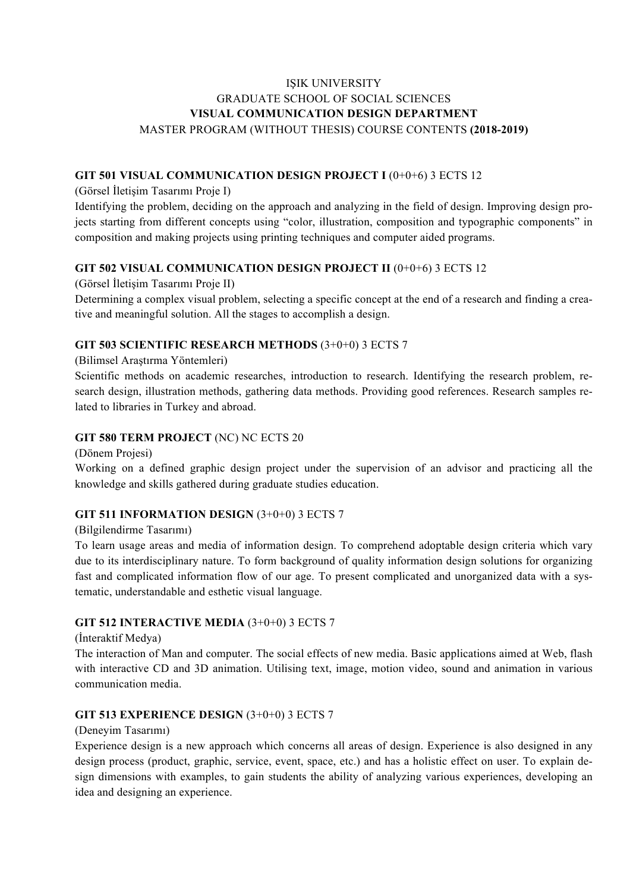# IŞIK UNIVERSITY
# GRADUATE SCHOOL OF SOCIAL SCIENCES
# VISUAL COMMUNICATION DESIGN DEPARTMENT
## MASTER PROGRAM (WITHOUT THESIS) COURSE CONTENTS **(2018-2019)**

**GIT 501 VISUAL COMMUNICATION DESIGN PROJECT I** (0+0+6) 3 ECTS 12

(Görsel İletişim Tasarımı Proje I)

Identifying the problem, deciding on the approach and analyzing in the field of design. Improving design projects starting from different concepts using "color, illustration, composition and typographic components" in composition and making projects using printing techniques and computer aided programs.

**GIT 502 VISUAL COMMUNICATION DESIGN PROJECT II** (0+0+6) 3 ECTS 12

(Görsel İletişim Tasarımı Proje II)

Determining a complex visual problem, selecting a specific concept at the end of a research and finding a creative and meaningful solution. All the stages to accomplish a design.

**GIT 503 SCIENTIFIC RESEARCH METHODS** (3+0+0) 3 ECTS 7

(Bilimsel Araştırma Yöntemleri)

Scientific methods on academic researches, introduction to research. Identifying the research problem, research design, illustration methods, gathering data methods. Providing good references. Research samples related to libraries in Turkey and abroad.

**GIT 580 TERM PROJECT** (NC) NC ECTS 20

(Dönem Projesi)

Working on a defined graphic design project under the supervision of an advisor and practicing all the knowledge and skills gathered during graduate studies education.

**GIT 511 INFORMATION DESIGN** (3+0+0) 3 ECTS 7

(Bilgilendirme Tasarımı)

To learn usage areas and media of information design. To comprehend adoptable design criteria which vary due to its interdisciplinary nature. To form background of quality information design solutions for organizing fast and complicated information flow of our age. To present complicated and unorganized data with a systematic, understandable and esthetic visual language.

**GIT 512 INTERACTIVE MEDIA** (3+0+0) 3 ECTS 7

(İnteraktif Medya)

The interaction of Man and computer. The social effects of new media. Basic applications aimed at Web, flash with interactive CD and 3D animation. Utilising text, image, motion video, sound and animation in various communication media.

**GIT 513 EXPERIENCE DESIGN** (3+0+0) 3 ECTS 7

(Deneyim Tasarımı)

Experience design is a new approach which concerns all areas of design. Experience is also designed in any design process (product, graphic, service, event, space, etc.) and has a holistic effect on user. To explain design dimensions with examples, to gain students the ability of analyzing various experiences, developing an idea and designing an experience.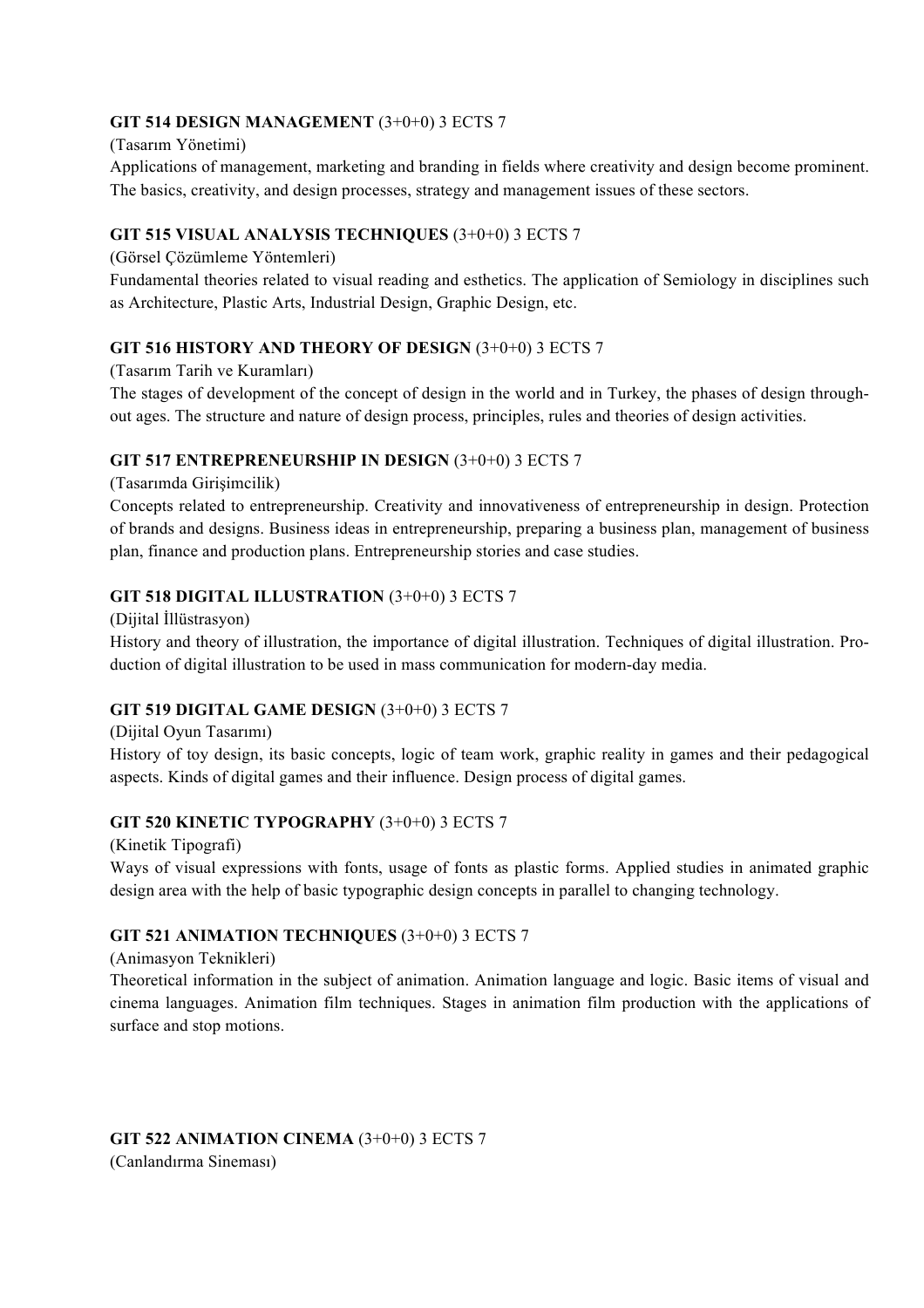**GIT 514 DESIGN MANAGEMENT** (3+0+0) 3 ECTS 7

(Tasarım Yönetimi)

Applications of management, marketing and branding in fields where creativity and design become prominent. The basics, creativity, and design processes, strategy and management issues of these sectors.

**GIT 515 VISUAL ANALYSIS TECHNIQUES** (3+0+0) 3 ECTS 7

(Görsel Çözümleme Yöntemleri)

Fundamental theories related to visual reading and esthetics. The application of Semiology in disciplines such as Architecture, Plastic Arts, Industrial Design, Graphic Design, etc.

**GIT 516 HISTORY AND THEORY OF DESIGN** (3+0+0) 3 ECTS 7

(Tasarım Tarih ve Kuramları)

The stages of development of the concept of design in the world and in Turkey, the phases of design throughout ages. The structure and nature of design process, principles, rules and theories of design activities.

**GIT 517 ENTREPRENEURSHIP IN DESIGN** (3+0+0) 3 ECTS 7

(Tasarımda Girişimcilik)

Concepts related to entrepreneurship. Creativity and innovativeness of entrepreneurship in design. Protection of brands and designs. Business ideas in entrepreneurship, preparing a business plan, management of business plan, finance and production plans. Entrepreneurship stories and case studies.

**GIT 518 DIGITAL ILLUSTRATION** (3+0+0) 3 ECTS 7

(Dijital İllüstrasyon)

History and theory of illustration, the importance of digital illustration. Techniques of digital illustration. Production of digital illustration to be used in mass communication for modern-day media.

**GIT 519 DIGITAL GAME DESIGN** (3+0+0) 3 ECTS 7

(Dijital Oyun Tasarımı)

History of toy design, its basic concepts, logic of team work, graphic reality in games and their pedagogical aspects. Kinds of digital games and their influence. Design process of digital games.

**GIT 520 KINETIC TYPOGRAPHY** (3+0+0) 3 ECTS 7

(Kinetik Tipografi)

Ways of visual expressions with fonts, usage of fonts as plastic forms. Applied studies in animated graphic design area with the help of basic typographic design concepts in parallel to changing technology.

**GIT 521 ANIMATION TECHNIQUES** (3+0+0) 3 ECTS 7

(Animasyon Teknikleri)

Theoretical information in the subject of animation. Animation language and logic. Basic items of visual and cinema languages. Animation film techniques. Stages in animation film production with the applications of surface and stop motions.

**GIT 522 ANIMATION CINEMA** (3+0+0) 3 ECTS 7

(Canlandırma Sineması)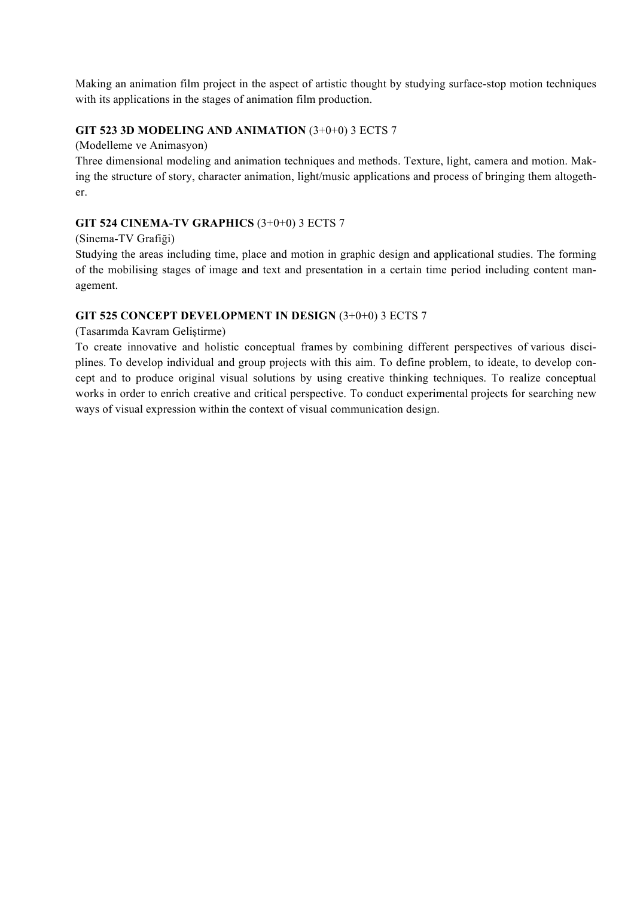Making an animation film project in the aspect of artistic thought by studying surface-stop motion techniques with its applications in the stages of animation film production.

**GIT 523 3D MODELING AND ANIMATION** (3+0+0) 3 ECTS 7

(Modelleme ve Animasyon)

Three dimensional modeling and animation techniques and methods. Texture, light, camera and motion. Making the structure of story, character animation, light/music applications and process of bringing them altogether.

**GIT 524 CINEMA-TV GRAPHICS** (3+0+0) 3 ECTS 7

(Sinema-TV Grafiği)

Studying the areas including time, place and motion in graphic design and applicational studies. The forming of the mobilising stages of image and text and presentation in a certain time period including content management.

**GIT 525 CONCEPT DEVELOPMENT IN DESIGN** (3+0+0) 3 ECTS 7

(Tasarımda Kavram Geliştirme)

To create innovative and holistic conceptual frames by combining different perspectives of various disciplines. To develop individual and group projects with this aim. To define problem, to ideate, to develop concept and to produce original visual solutions by using creative thinking techniques. To realize conceptual works in order to enrich creative and critical perspective. To conduct experimental projects for searching new ways of visual expression within the context of visual communication design.